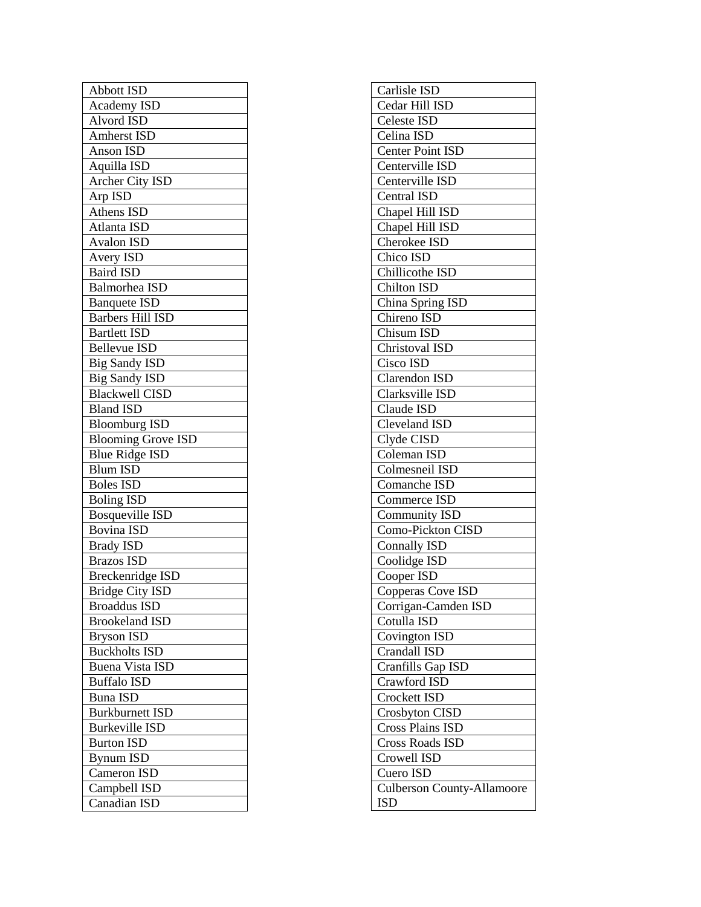| Abbott ISD |
|---|
| Academy ISD |
| Alvord ISD |
| Amherst ISD |
| Anson ISD |
| Aquilla ISD |
| Archer City ISD |
| Arp ISD |
| Athens ISD |
| Atlanta ISD |
| Avalon ISD |
| Avery ISD |
| Baird ISD |
| Balmorhea ISD |
| Banquete ISD |
| Barbers Hill ISD |
| Bartlett ISD |
| Bellevue ISD |
| Big Sandy ISD |
| Big Sandy ISD |
| Blackwell CISD |
| Bland ISD |
| Bloomburg ISD |
| Blooming Grove ISD |
| Blue Ridge ISD |
| Blum ISD |
| Boles ISD |
| Boling ISD |
| Bosqueville ISD |
| Bovina ISD |
| Brady ISD |
| Brazos ISD |
| Breckenridge ISD |
| Bridge City ISD |
| Broaddus ISD |
| Brookeland ISD |
| Bryson ISD |
| Buckholts ISD |
| Buena Vista ISD |
| Buffalo ISD |
| Buna ISD |
| Burkburnett ISD |
| Burkeville ISD |
| Burton ISD |
| Bynum ISD |
| Cameron ISD |
| Campbell ISD |
| Canadian ISD |

| Carlisle ISD |
|---|
| Cedar Hill ISD |
| Celeste ISD |
| Celina ISD |
| Center Point ISD |
| Centerville ISD |
| Centerville ISD |
| Central ISD |
| Chapel Hill ISD |
| Chapel Hill ISD |
| Cherokee ISD |
| Chico ISD |
| Chillicothe ISD |
| Chilton ISD |
| China Spring ISD |
| Chireno ISD |
| Chisum ISD |
| Christoval ISD |
| Cisco ISD |
| Clarendon ISD |
| Clarksville ISD |
| Claude ISD |
| Cleveland ISD |
| Clyde CISD |
| Coleman ISD |
| Colmesneil ISD |
| Comanche ISD |
| Commerce ISD |
| Community ISD |
| Como-Pickton CISD |
| Connally ISD |
| Coolidge ISD |
| Cooper ISD |
| Copperas Cove ISD |
| Corrigan-Camden ISD |
| Cotulla ISD |
| Covington ISD |
| Crandall ISD |
| Cranfills Gap ISD |
| Crawford ISD |
| Crockett ISD |
| Crosbyton CISD |
| Cross Plains ISD |
| Cross Roads ISD |
| Crowell ISD |
| Cuero ISD |
| Culberson County-Allamoore ISD |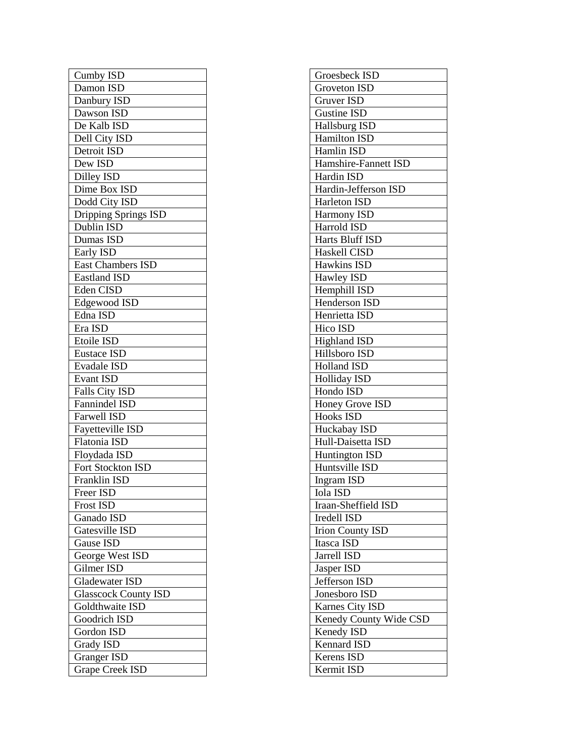| Cumby ISD |
|---|
| Damon ISD |
| Danbury ISD |
| Dawson ISD |
| De Kalb ISD |
| Dell City ISD |
| Detroit ISD |
| Dew ISD |
| Dilley ISD |
| Dime Box ISD |
| Dodd City ISD |
| Dripping Springs ISD |
| Dublin ISD |
| Dumas ISD |
| Early ISD |
| East Chambers ISD |
| Eastland ISD |
| Eden CISD |
| Edgewood ISD |
| Edna ISD |
| Era ISD |
| Etoile ISD |
| Eustace ISD |
| Evadale ISD |
| Evant ISD |
| Falls City ISD |
| Fannindel ISD |
| Farwell ISD |
| Fayetteville ISD |
| Flatonia ISD |
| Floydada ISD |
| Fort Stockton ISD |
| Franklin ISD |
| Freer ISD |
| Frost ISD |
| Ganado ISD |
| Gatesville ISD |
| Gause ISD |
| George West ISD |
| Gilmer ISD |
| Gladewater ISD |
| Glasscock County ISD |
| Goldthwaite ISD |
| Goodrich ISD |
| Gordon ISD |
| Grady ISD |
| Granger ISD |
| Grape Creek ISD |

| Groesbeck ISD |
|---|
| Groveton ISD |
| Gruver ISD |
| Gustine ISD |
| Hallsburg ISD |
| Hamilton ISD |
| Hamlin ISD |
| Hamshire-Fannett ISD |
| Hardin ISD |
| Hardin-Jefferson ISD |
| Harleton ISD |
| Harmony ISD |
| Harrold ISD |
| Harts Bluff ISD |
| Haskell CISD |
| Hawkins ISD |
| Hawley ISD |
| Hemphill ISD |
| Henderson ISD |
| Henrietta ISD |
| Hico ISD |
| Highland ISD |
| Hillsboro ISD |
| Holland ISD |
| Holliday ISD |
| Hondo ISD |
| Honey Grove ISD |
| Hooks ISD |
| Huckabay ISD |
| Hull-Daisetta ISD |
| Huntington ISD |
| Huntsville ISD |
| Ingram ISD |
| Iola ISD |
| Iraan-Sheffield ISD |
| Iredell ISD |
| Irion County ISD |
| Itasca ISD |
| Jarrell ISD |
| Jasper ISD |
| Jefferson ISD |
| Jonesboro ISD |
| Karnes City ISD |
| Kenedy County Wide CSD |
| Kenedy ISD |
| Kennard ISD |
| Kerens ISD |
| Kermit ISD |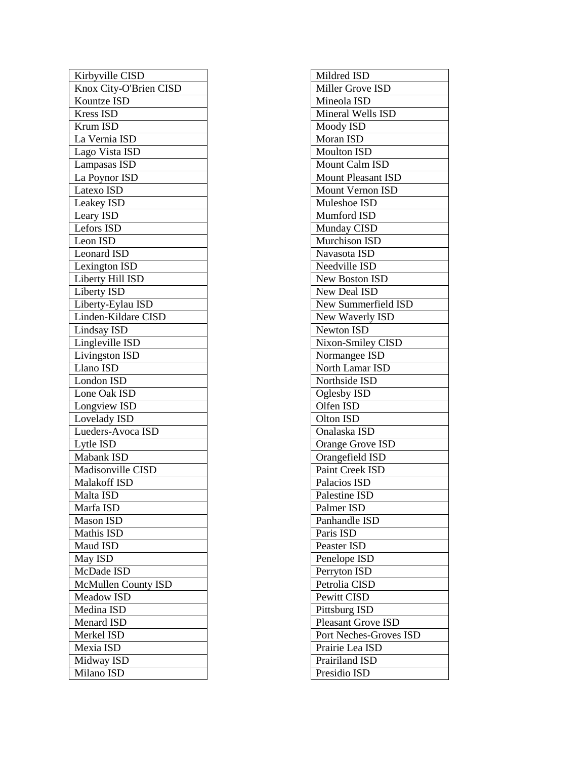| Kirbyville CISD |
|---|
| Knox City-O'Brien CISD |
| Kountze ISD |
| Kress ISD |
| Krum ISD |
| La Vernia ISD |
| Lago Vista ISD |
| Lampasas ISD |
| La Poynor ISD |
| Latexo ISD |
| Leakey ISD |
| Leary ISD |
| Lefors ISD |
| Leon ISD |
| Leonard ISD |
| Lexington ISD |
| Liberty Hill ISD |
| Liberty ISD |
| Liberty-Eylau ISD |
| Linden-Kildare CISD |
| Lindsay ISD |
| Lingleville ISD |
| Livingston ISD |
| Llano ISD |
| London ISD |
| Lone Oak ISD |
| Longview ISD |
| Lovelady ISD |
| Lueders-Avoca ISD |
| Lytle ISD |
| Mabank ISD |
| Madisonville CISD |
| Malakoff ISD |
| Malta ISD |
| Marfa ISD |
| Mason ISD |
| Mathis ISD |
| Maud ISD |
| May ISD |
| McDade ISD |
| McMullen County ISD |
| Meadow ISD |
| Medina ISD |
| Menard ISD |
| Merkel ISD |
| Mexia ISD |
| Midway ISD |
| Milano ISD |

| Mildred ISD |
|---|
| Miller Grove ISD |
| Mineola ISD |
| Mineral Wells ISD |
| Moody ISD |
| Moran ISD |
| Moulton ISD |
| Mount Calm ISD |
| Mount Pleasant ISD |
| Mount Vernon ISD |
| Muleshoe ISD |
| Mumford ISD |
| Munday CISD |
| Murchison ISD |
| Navasota ISD |
| Needville ISD |
| New Boston ISD |
| New Deal ISD |
| New Summerfield ISD |
| New Waverly ISD |
| Newton ISD |
| Nixon-Smiley CISD |
| Normangee ISD |
| North Lamar ISD |
| Northside ISD |
| Oglesby ISD |
| Olfen ISD |
| Olton ISD |
| Onalaska ISD |
| Orange Grove ISD |
| Orangefield ISD |
| Paint Creek ISD |
| Palacios ISD |
| Palestine ISD |
| Palmer ISD |
| Panhandle ISD |
| Paris ISD |
| Peaster ISD |
| Penelope ISD |
| Perryton ISD |
| Petrolia CISD |
| Pewitt CISD |
| Pittsburg ISD |
| Pleasant Grove ISD |
| Port Neches-Groves ISD |
| Prairie Lea ISD |
| Prairiland ISD |
| Presidio ISD |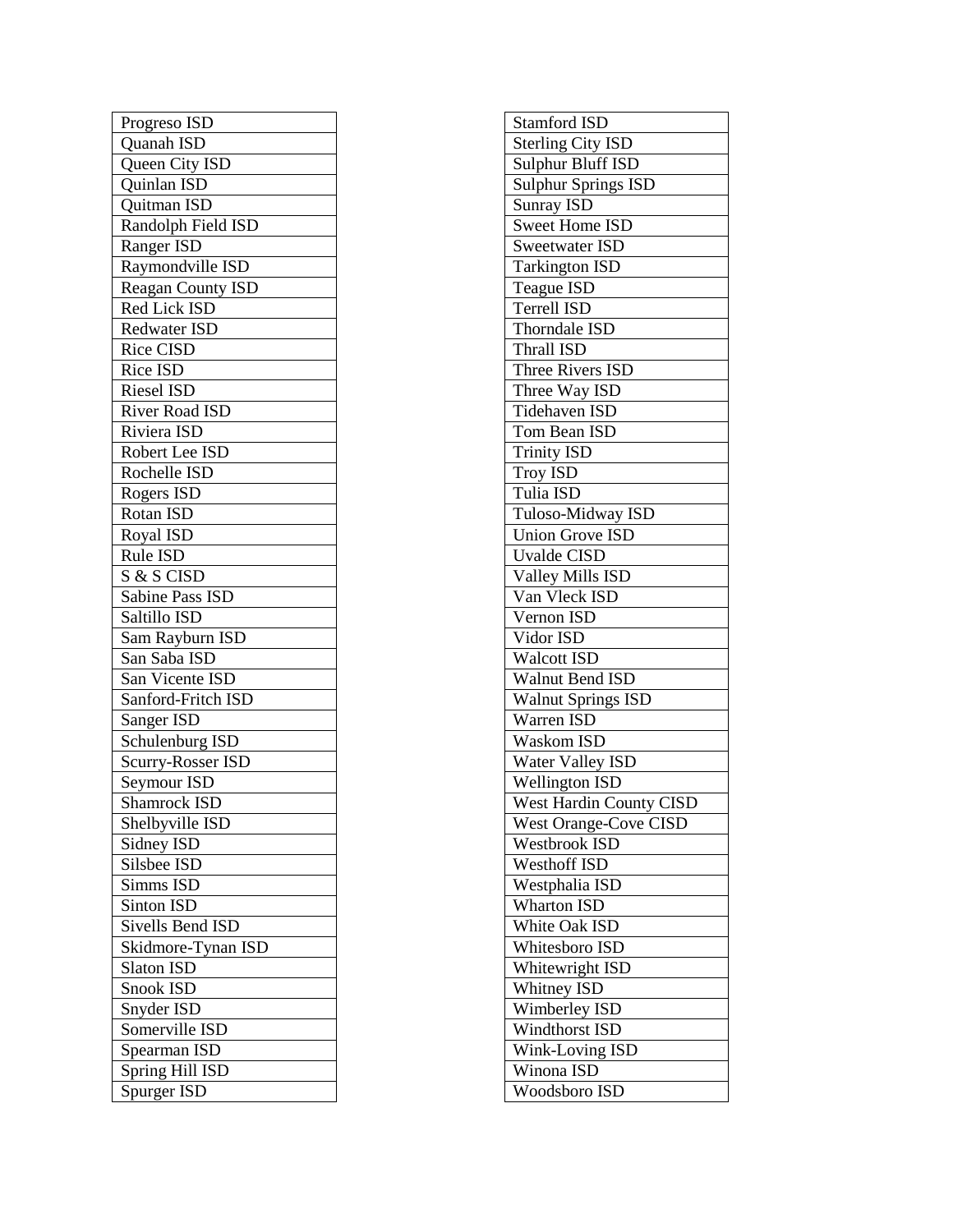| Progreso ISD |
|---|
| Quanah ISD |
| Queen City ISD |
| Quinlan ISD |
| Quitman ISD |
| Randolph Field ISD |
| Ranger ISD |
| Raymondville ISD |
| Reagan County ISD |
| Red Lick ISD |
| Redwater ISD |
| Rice CISD |
| Rice ISD |
| Riesel ISD |
| River Road ISD |
| Riviera ISD |
| Robert Lee ISD |
| Rochelle ISD |
| Rogers ISD |
| Rotan ISD |
| Royal ISD |
| Rule ISD |
| S & S CISD |
| Sabine Pass ISD |
| Saltillo ISD |
| Sam Rayburn ISD |
| San Saba ISD |
| San Vicente ISD |
| Sanford-Fritch ISD |
| Sanger ISD |
| Schulenburg ISD |
| Scurry-Rosser ISD |
| Seymour ISD |
| Shamrock ISD |
| Shelbyville ISD |
| Sidney ISD |
| Silsbee ISD |
| Simms ISD |
| Sinton ISD |
| Sivells Bend ISD |
| Skidmore-Tynan ISD |
| Slaton ISD |
| Snook ISD |
| Snyder ISD |
| Somerville ISD |
| Spearman ISD |
| Spring Hill ISD |
| Spurger ISD |

| Stamford ISD |
|---|
| Sterling City ISD |
| Sulphur Bluff ISD |
| Sulphur Springs ISD |
| Sunray ISD |
| Sweet Home ISD |
| Sweetwater ISD |
| Tarkington ISD |
| Teague ISD |
| Terrell ISD |
| Thorndale ISD |
| Thrall ISD |
| Three Rivers ISD |
| Three Way ISD |
| Tidehaven ISD |
| Tom Bean ISD |
| Trinity ISD |
| Troy ISD |
| Tulia ISD |
| Tuloso-Midway ISD |
| Union Grove ISD |
| Uvalde CISD |
| Valley Mills ISD |
| Van Vleck ISD |
| Vernon ISD |
| Vidor ISD |
| Walcott ISD |
| Walnut Bend ISD |
| Walnut Springs ISD |
| Warren ISD |
| Waskom ISD |
| Water Valley ISD |
| Wellington ISD |
| West Hardin County CISD |
| West Orange-Cove CISD |
| Westbrook ISD |
| Westhoff ISD |
| Westphalia ISD |
| Wharton ISD |
| White Oak ISD |
| Whitesboro ISD |
| Whitewright ISD |
| Whitney ISD |
| Wimberley ISD |
| Windthorst ISD |
| Wink-Loving ISD |
| Winona ISD |
| Woodsboro ISD |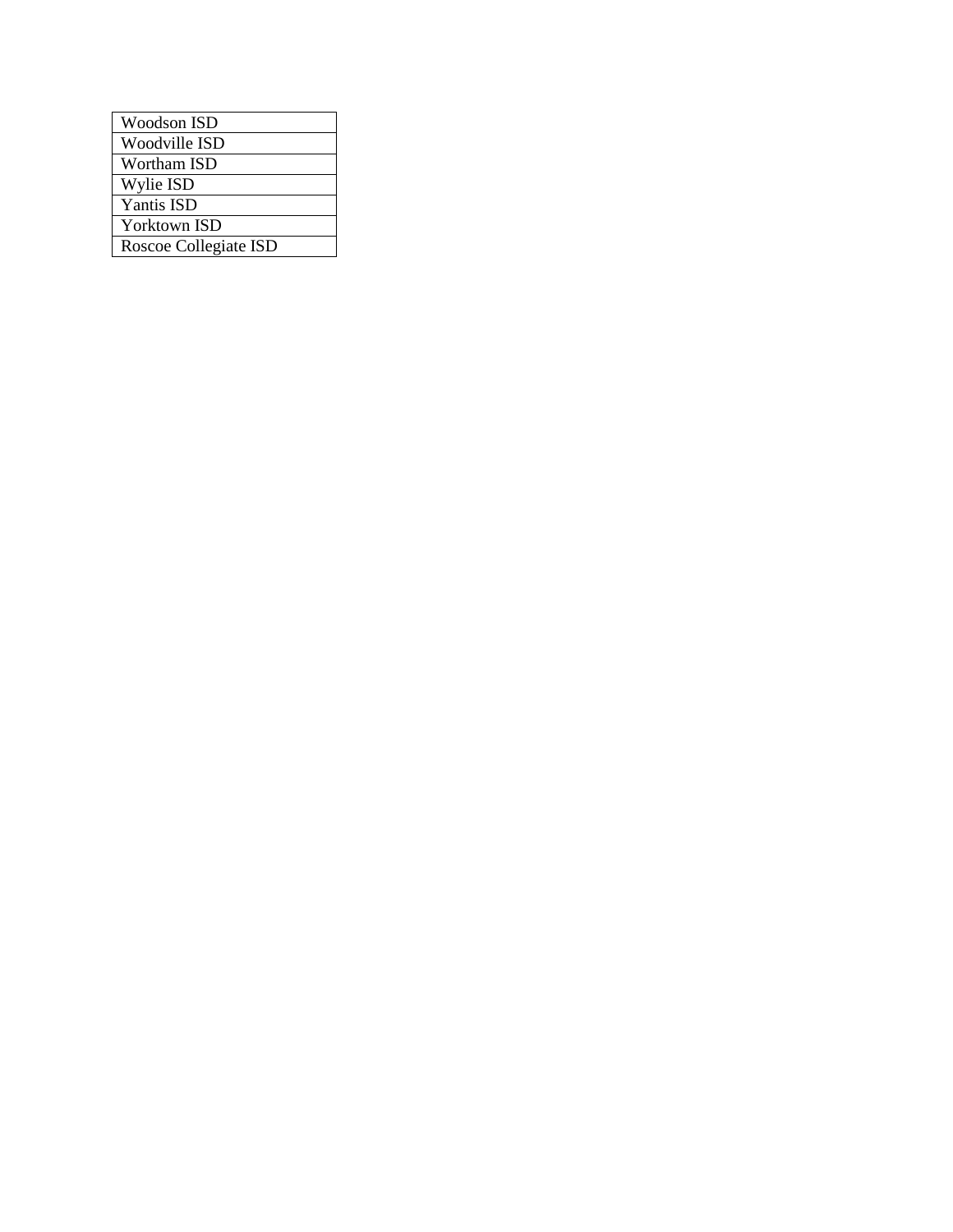| |
|---|
| Woodson ISD |
| Woodville ISD |
| Wortham ISD |
| Wylie ISD |
| Yantis ISD |
| Yorktown ISD |
| Roscoe Collegiate ISD |